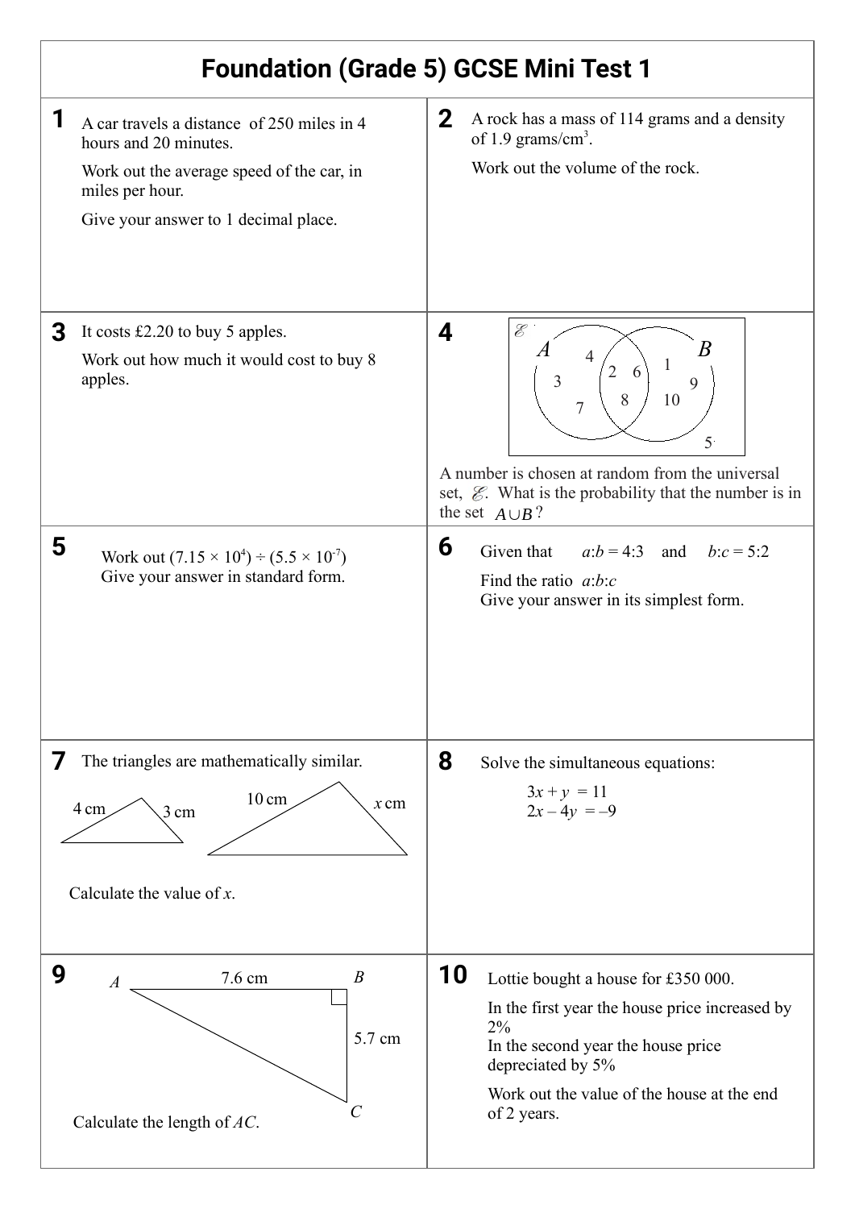# Foundation (Grade 5) GCSE Mini Test 1

**1** A car travels a distance of 250 miles in 4 hours and 20 minutes.

Work out the average speed of the car, in miles per hour.

Give your answer to 1 decimal place.

**2** A rock has a mass of 114 grams and a density of 1.9 grams/cm$^3$.

Work out the volume of the rock.

**3** It costs £2.20 to buy 5 apples.

Work out how much it would cost to buy 8 apples.

**4** Venn diagram: $\mathscr{E}$ contains sets $A$ and $B$. $A$ only: 4, 3, 7. $A \cap B$: 2, 6, 8. $B$ only: 1, 9, 10. Outside both: 5.

A number is chosen at random from the universal set, $\mathscr{E}$. What is the probability that the number is in the set $A \cup B$?

**5** Work out $(7.15 \times 10^4) \div (5.5 \times 10^{-7})$

Give your answer in standard form.

**6** Given that $a:b = 4:3$ and $b:c = 5:2$

Find the ratio $a:b:c$

Give your answer in its simplest form.

**7** The triangles are mathematically similar.

Small triangle: sides 4 cm and 3 cm. Large triangle: sides 10 cm and $x$ cm.

Calculate the value of $x$.

**8** Solve the simultaneous equations:

$$3x + y = 11$$
$$2x - 4y = -9$$

**9** Right-angled triangle $ABC$ with right angle at $B$, $AB = 7.6$ cm, $BC = 5.7$ cm.

Calculate the length of $AC$.

**10** Lottie bought a house for £350 000.

In the first year the house price increased by 2%

In the second year the house price depreciated by 5%

Work out the value of the house at the end of 2 years.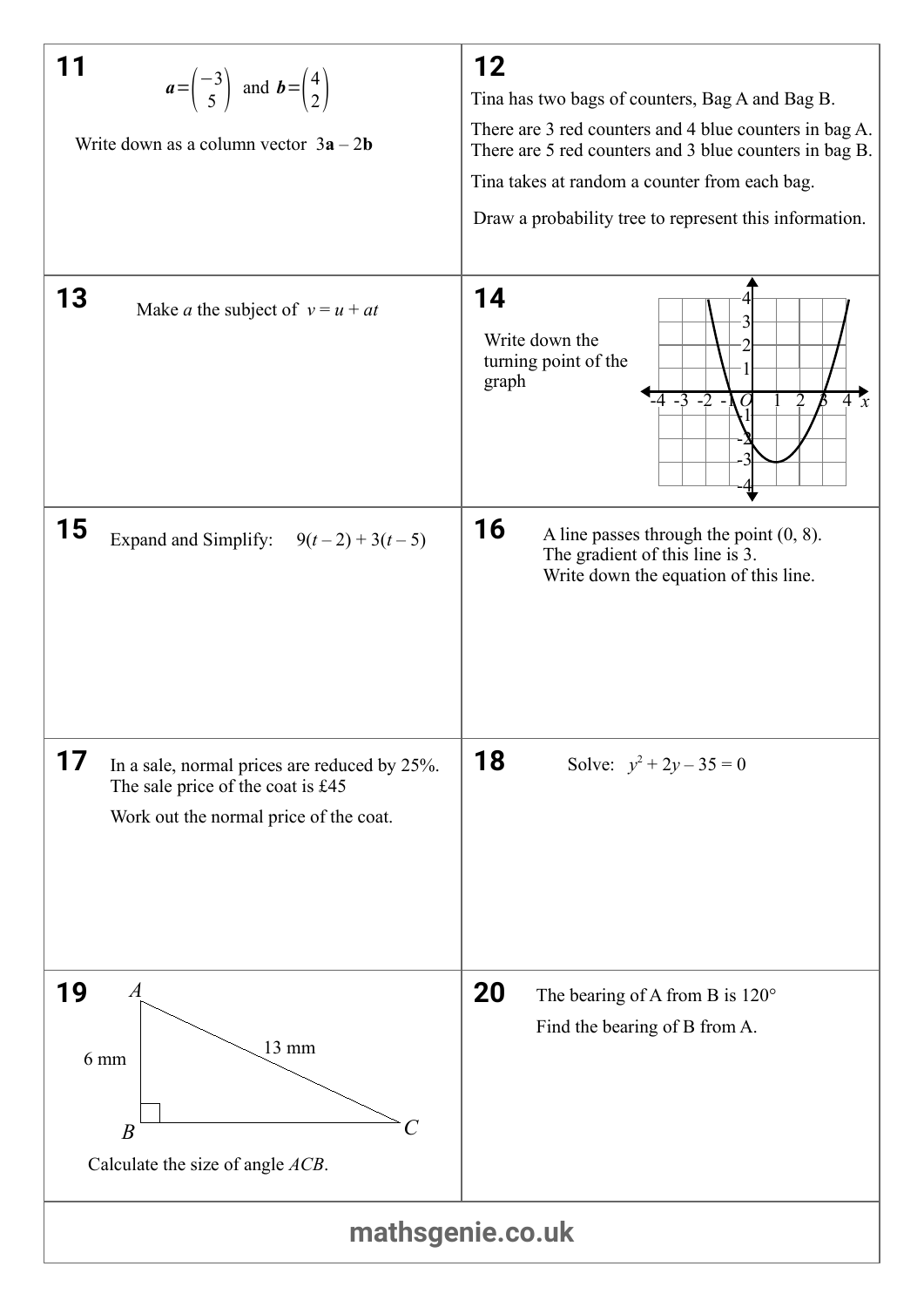## 11

$$\boldsymbol{a} = \begin{pmatrix} -3 \\ 5 \end{pmatrix} \text{ and } \boldsymbol{b} = \begin{pmatrix} 4 \\ 2 \end{pmatrix}$$

Write down as a column vector $3\mathbf{a} - 2\mathbf{b}$

## 12

Tina has two bags of counters, Bag A and Bag B.

There are 3 red counters and 4 blue counters in bag A.
There are 5 red counters and 3 blue counters in bag B.

Tina takes at random a counter from each bag.

Draw a probability tree to represent this information.

## 13

Make $a$ the subject of $v = u + at$

## 14

Write down the turning point of the graph

4
3
2
1
-4 -3 -2 -1 O 1 2 3 4 x
-1
-2
-3
-4

## 15

Expand and Simplify: $9(t - 2) + 3(t - 5)$

## 16

A line passes through the point (0, 8).
The gradient of this line is 3.
Write down the equation of this line.

## 17

In a sale, normal prices are reduced by 25%.
The sale price of the coat is £45

Work out the normal price of the coat.

## 18

Solve: $y^2 + 2y - 35 = 0$

## 19

A
B
C
6 mm
13 mm

Calculate the size of angle $ACB$.

## 20

The bearing of A from B is 120°

Find the bearing of B from A.

mathsgenie.co.uk